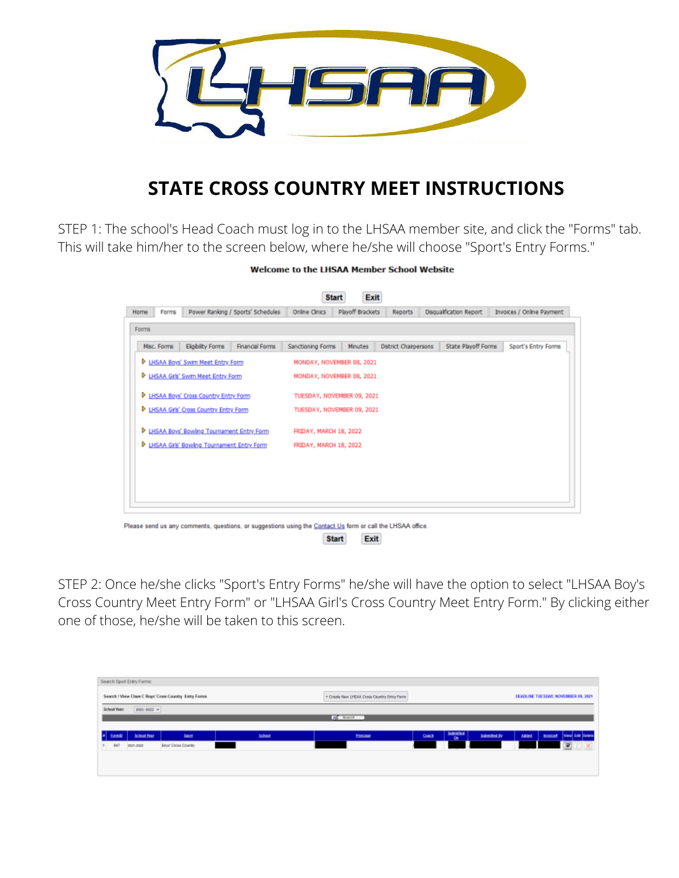# STATE CROSS COUNTRY MEET INSTRUCTIONS

STEP 1: The school's Head Coach must log in to the LHSAA member site, and click the "Forms" tab. This will take him/her to the screen below, where he/she will choose "Sport's Entry Forms."

**Welcome to the LHSAA Member School Website**

Start | Exit

Home | Forms | Power Ranking / Sports' Schedules | Online Clinics | Playoff Brackets | Reports | Disqualification Report | Invoices / Online Payment

Forms

Misc. Forms | Eligibility Forms | Financial Forms | Sanctioning Forms | Minutes | District Chairpersons | State Playoff Forms | Sport's Entry Forms

| Form | Deadline |
|---|---|
| LHSAA Boys' Swim Meet Entry Form | MONDAY, NOVEMBER 08, 2021 |
| LHSAA Girls' Swim Meet Entry Form | MONDAY, NOVEMBER 08, 2021 |
| LHSAA Boys' Cross Country Entry Form | TUESDAY, NOVEMBER 09, 2021 |
| LHSAA Girls' Cross Country Entry Form | TUESDAY, NOVEMBER 09, 2021 |
| LHSAA Boys' Bowling Tournament Entry Form | FRIDAY, MARCH 18, 2022 |
| LHSAA Girls' Bowling Tournament Entry Form | FRIDAY, MARCH 18, 2022 |

Please send us any comments, questions, or suggestions using the Contact Us form or call the LHSAA office.

Start | Exit

STEP 2: Once he/she clicks "Sport's Entry Forms" he/she will have the option to select "LHSAA Boy's Cross Country Meet Entry Form" or "LHSAA Girl's Cross Country Meet Entry Form." By clicking either one of those, he/she will be taken to this screen.

Search Sport Entry Forms

Search / View Class C Boys' Cross Country Entry Forms | + Create New LHSAA Cross Country Entry Form | DEADLINE TUESDAY, NOVEMBER 09, 2021

School Year: 2021-2022

Search

| # | FormID | School Year | Sport | School | Principal | Coach | Submitted On | Submitted By | Added | Invoice# | View | Edit | Delete |
|---|---|---|---|---|---|---|---|---|---|---|---|---|---|
| 1 | 847 | 2021-2022 | Boys' Cross Country | | | | | | | | | | |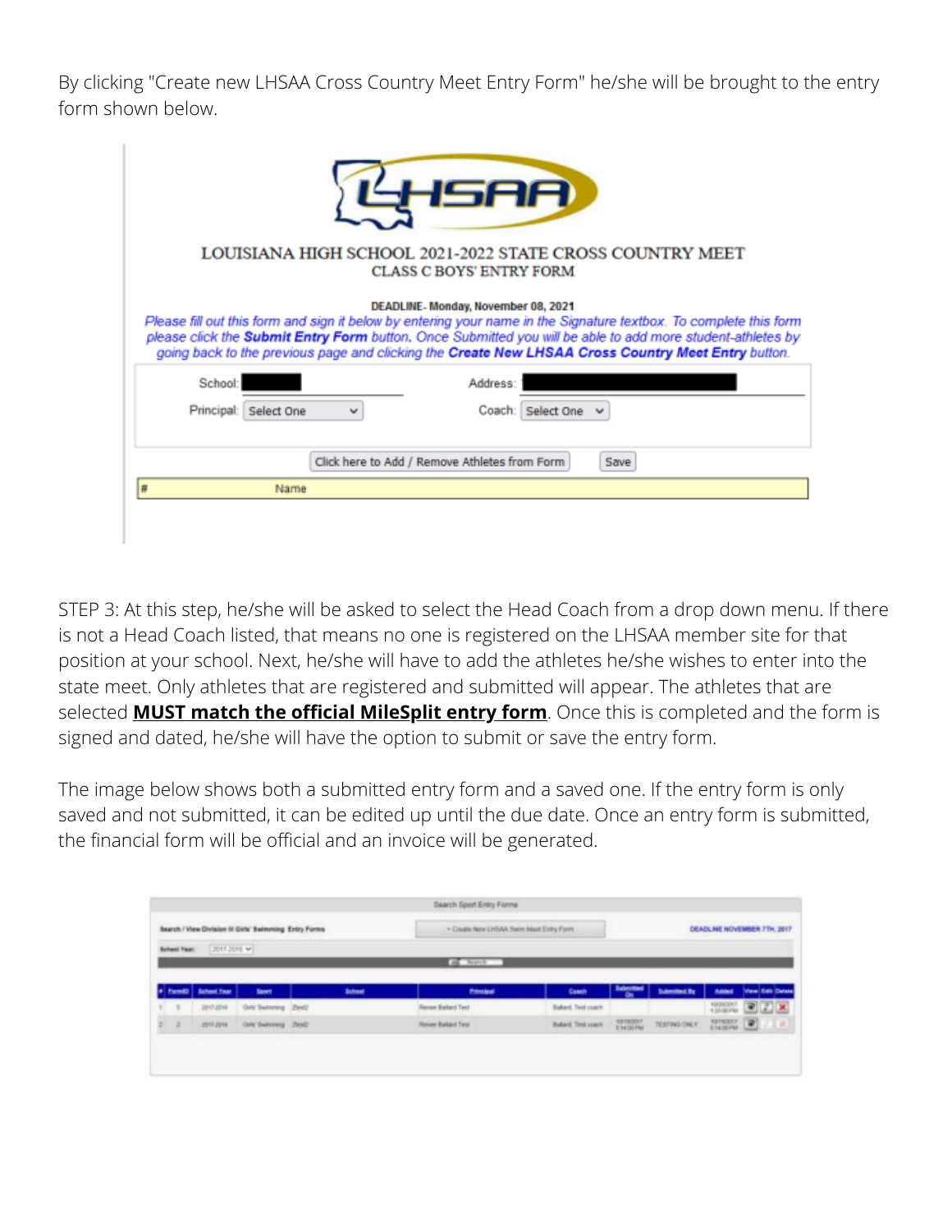By clicking "Create new LHSAA Cross Country Meet Entry Form" he/she will be brought to the entry form shown below.

LOUISIANA HIGH SCHOOL 2021-2022 STATE CROSS COUNTRY MEET
CLASS C BOYS' ENTRY FORM

**DEADLINE- Monday, November 08, 2021**

*Please fill out this form and sign it below by entering your name in the Signature textbox. To complete this form please click the **Submit Entry Form** button. Once Submitted you will be able to add more student-athletes by going back to the previous page and clicking the **Create New LHSAA Cross Country Meet Entry** button.*

School: | Address:
Principal: Select One | Coach: Select One

Click here to Add / Remove Athletes from Form | Save

| # | Name |
|---|---|

STEP 3: At this step, he/she will be asked to select the Head Coach from a drop down menu. If there is not a Head Coach listed, that means no one is registered on the LHSAA member site for that position at your school. Next, he/she will have to add the athletes he/she wishes to enter into the state meet. Only athletes that are registered and submitted will appear. The athletes that are selected **MUST match the official MileSplit entry form**. Once this is completed and the form is signed and dated, he/she will have the option to submit or save the entry form.

The image below shows both a submitted entry form and a saved one. If the entry form is only saved and not submitted, it can be edited up until the due date. Once an entry form is submitted, the financial form will be official and an invoice will be generated.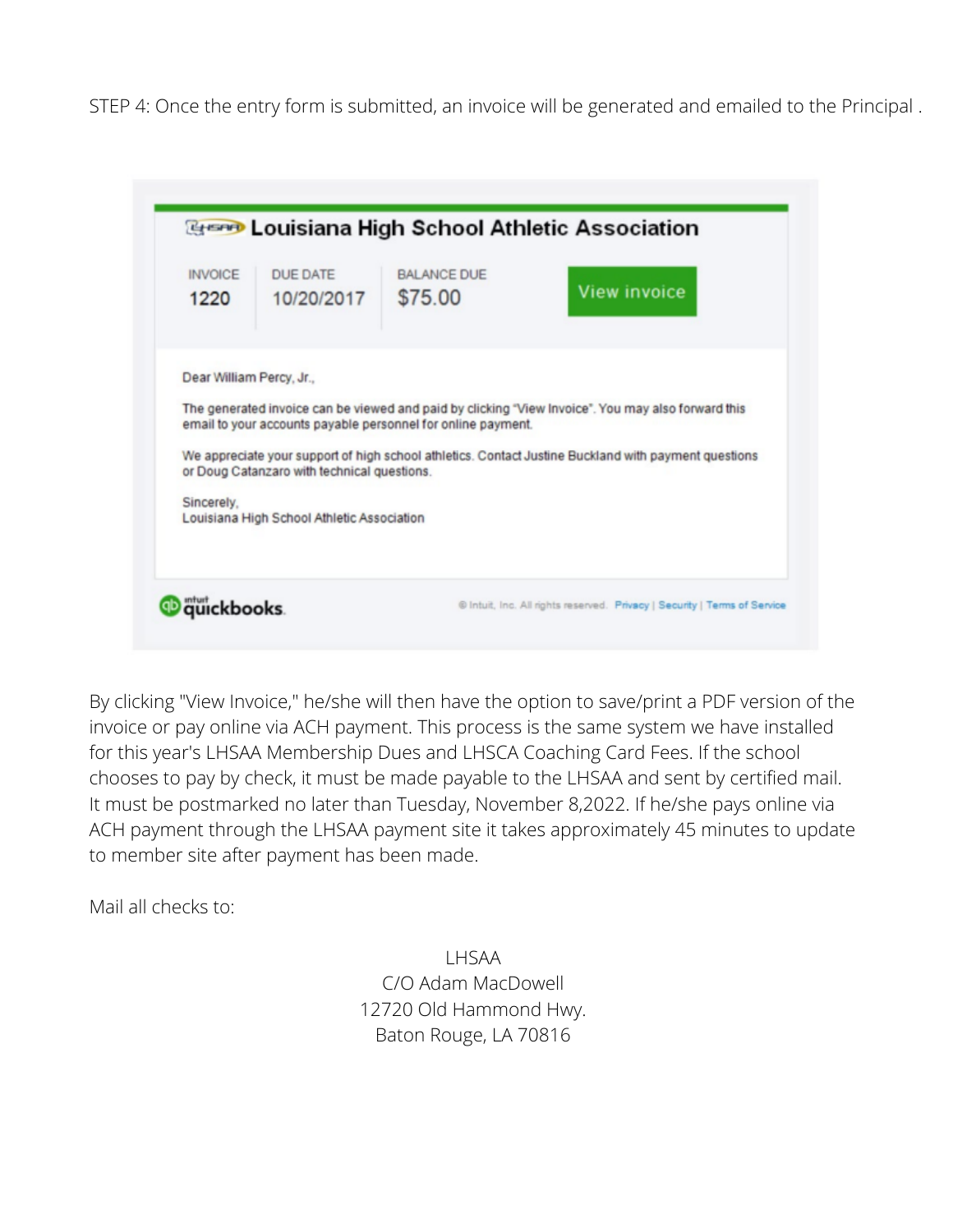STEP 4: Once the entry form is submitted, an invoice will be generated and emailed to the Principal .

**Louisiana High School Athletic Association**

| INVOICE | DUE DATE | BALANCE DUE | |
|---|---|---|---|
| 1220 | 10/20/2017 | $75.00 | View invoice |

Dear William Percy, Jr.,

The generated invoice can be viewed and paid by clicking "View Invoice". You may also forward this email to your accounts payable personnel for online payment.

We appreciate your support of high school athletics. Contact Justine Buckland with payment questions or Doug Catanzaro with technical questions.

Sincerely,
Louisiana High School Athletic Association

intuit quickbooks. © Intuit, Inc. All rights reserved. Privacy | Security | Terms of Service

By clicking "View Invoice," he/she will then have the option to save/print a PDF version of the invoice or pay online via ACH payment. This process is the same system we have installed for this year's LHSAA Membership Dues and LHSCA Coaching Card Fees. If the school chooses to pay by check, it must be made payable to the LHSAA and sent by certified mail. It must be postmarked no later than Tuesday, November 8,2022. If he/she pays online via ACH payment through the LHSAA payment site it takes approximately 45 minutes to update to member site after payment has been made.

Mail all checks to:

LHSAA
C/O Adam MacDowell
12720 Old Hammond Hwy.
Baton Rouge, LA 70816